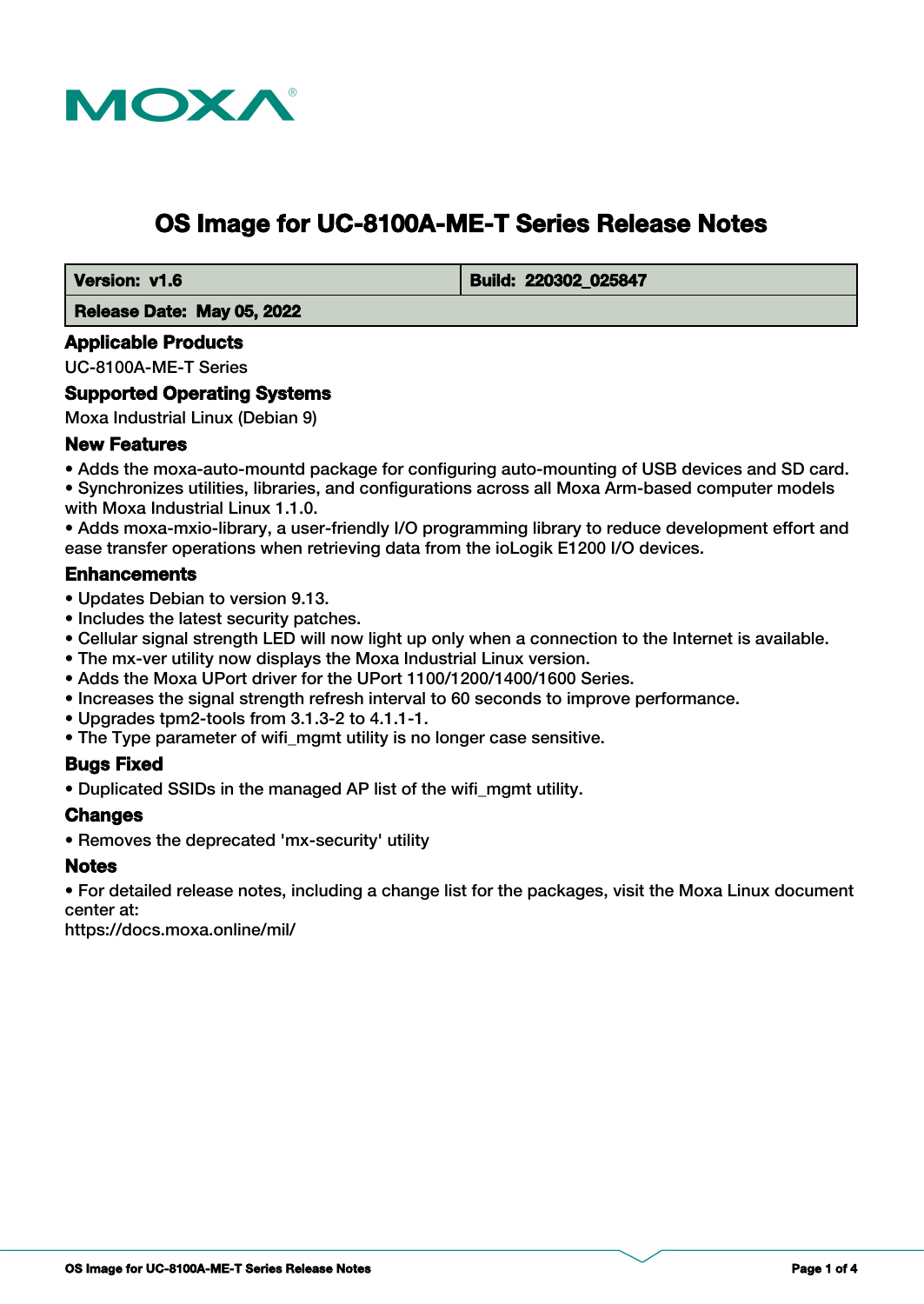# OS Image for UC-8100A-ME-T Series Release Notes

| Version: v1.6 | Build: 220302_025847 |
| --- | --- |
| Release Date: May 05, 2022 | |

## Applicable Products

UC-8100A-ME-T Series

## Supported Operating Systems

Moxa Industrial Linux (Debian 9)

## New Features

- Adds the moxa-auto-mountd package for configuring auto-mounting of USB devices and SD card.
- Synchronizes utilities, libraries, and configurations across all Moxa Arm-based computer models with Moxa Industrial Linux 1.1.0.
- Adds moxa-mxio-library, a user-friendly I/O programming library to reduce development effort and ease transfer operations when retrieving data from the ioLogik E1200 I/O devices.

## Enhancements

- Updates Debian to version 9.13.
- Includes the latest security patches.
- Cellular signal strength LED will now light up only when a connection to the Internet is available.
- The mx-ver utility now displays the Moxa Industrial Linux version.
- Adds the Moxa UPort driver for the UPort 1100/1200/1400/1600 Series.
- Increases the signal strength refresh interval to 60 seconds to improve performance.
- Upgrades tpm2-tools from 3.1.3-2 to 4.1.1-1.
- The Type parameter of wifi_mgmt utility is no longer case sensitive.

## Bugs Fixed

- Duplicated SSIDs in the managed AP list of the wifi_mgmt utility.

## Changes

- Removes the deprecated 'mx-security' utility

## Notes

- For detailed release notes, including a change list for the packages, visit the Moxa Linux document center at:

https://docs.moxa.online/mil/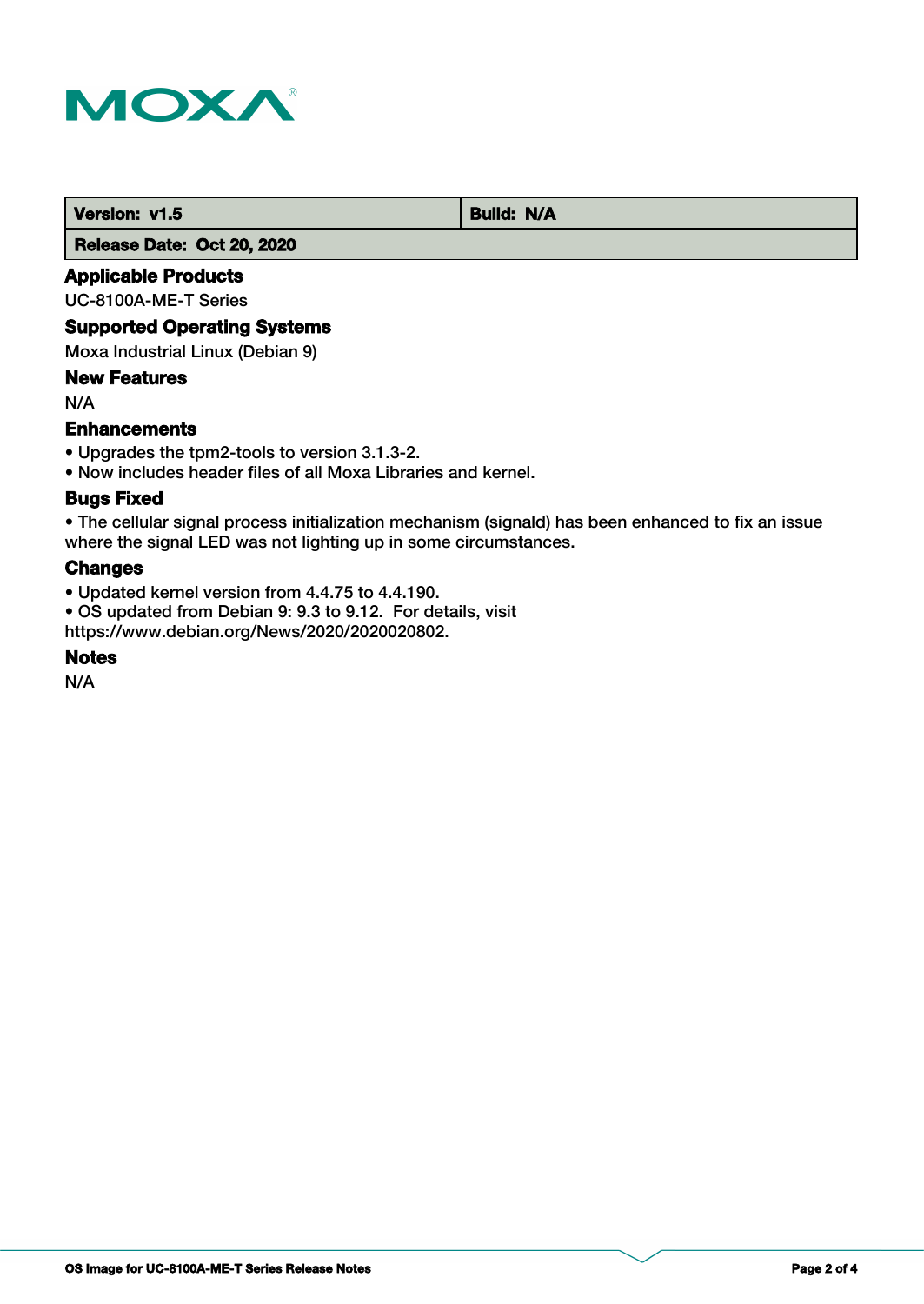| Version: v1.5 | Build: N/A |
| --- | --- |
| Release Date: Oct 20, 2020 | |

### Applicable Products

UC-8100A-ME-T Series

### Supported Operating Systems

Moxa Industrial Linux (Debian 9)

### New Features

N/A

### Enhancements

- Upgrades the tpm2-tools to version 3.1.3-2.
- Now includes header files of all Moxa Libraries and kernel.

### Bugs Fixed

- The cellular signal process initialization mechanism (signald) has been enhanced to fix an issue where the signal LED was not lighting up in some circumstances.

### Changes

- Updated kernel version from 4.4.75 to 4.4.190.
- OS updated from Debian 9: 9.3 to 9.12. For details, visit https://www.debian.org/News/2020/2020020802.

### Notes

N/A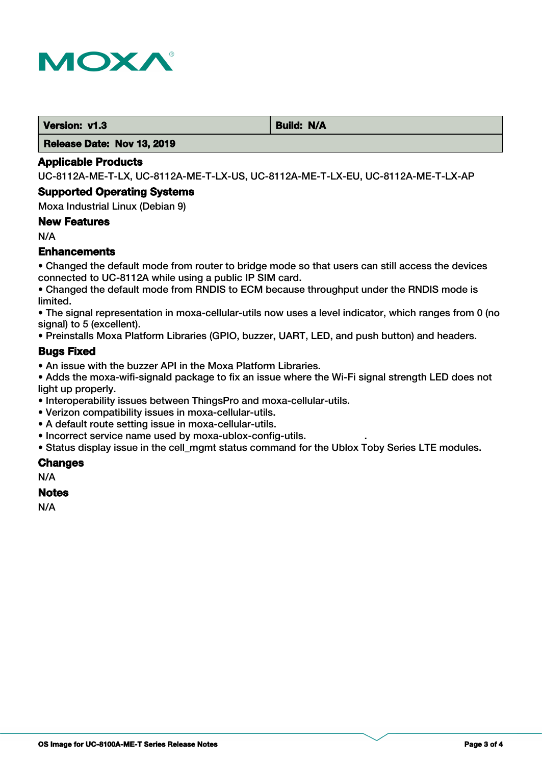| Version: v1.3 | Build: N/A |
| --- | --- |
| Release Date: Nov 13, 2019 | |

## Applicable Products

UC-8112A-ME-T-LX, UC-8112A-ME-T-LX-US, UC-8112A-ME-T-LX-EU, UC-8112A-ME-T-LX-AP

## Supported Operating Systems

Moxa Industrial Linux (Debian 9)

## New Features

N/A

## Enhancements

- Changed the default mode from router to bridge mode so that users can still access the devices connected to UC-8112A while using a public IP SIM card.
- Changed the default mode from RNDIS to ECM because throughput under the RNDIS mode is limited.
- The signal representation in moxa-cellular-utils now uses a level indicator, which ranges from 0 (no signal) to 5 (excellent).
- Preinstalls Moxa Platform Libraries (GPIO, buzzer, UART, LED, and push button) and headers.

## Bugs Fixed

- An issue with the buzzer API in the Moxa Platform Libraries.
- Adds the moxa-wifi-signald package to fix an issue where the Wi-Fi signal strength LED does not light up properly.
- Interoperability issues between ThingsPro and moxa-cellular-utils.
- Verizon compatibility issues in moxa-cellular-utils.
- A default route setting issue in moxa-cellular-utils.
- Incorrect service name used by moxa-ublox-config-utils.
- Status display issue in the cell_mgmt status command for the Ublox Toby Series LTE modules.

## Changes

N/A

## Notes

N/A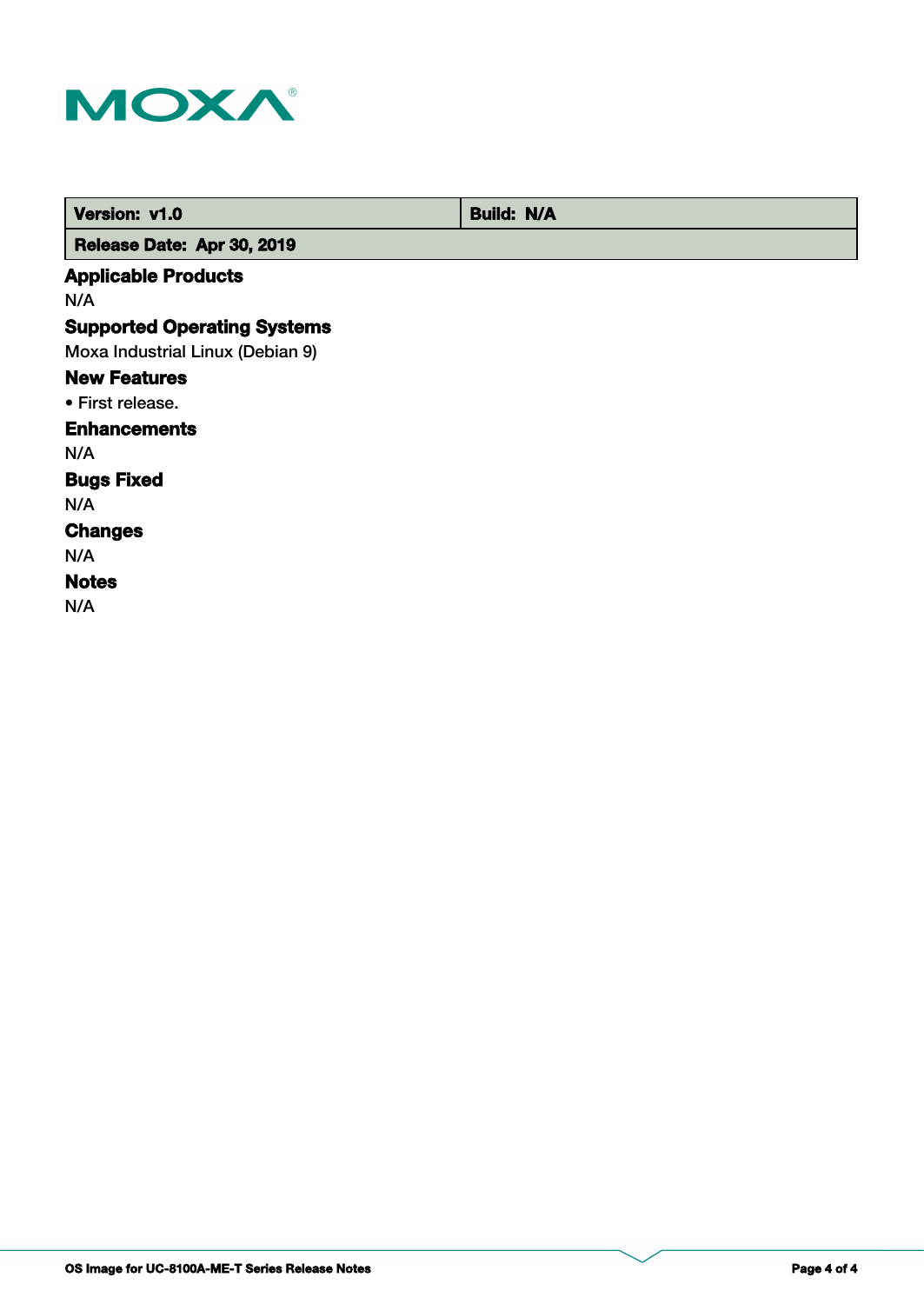| Version: v1.0 | Build: N/A |
| --- | --- |
| Release Date: Apr 30, 2019 | |

### Applicable Products

N/A

### Supported Operating Systems

Moxa Industrial Linux (Debian 9)

### New Features

• First release.

### Enhancements

N/A

### Bugs Fixed

N/A

### Changes

N/A

### Notes

N/A